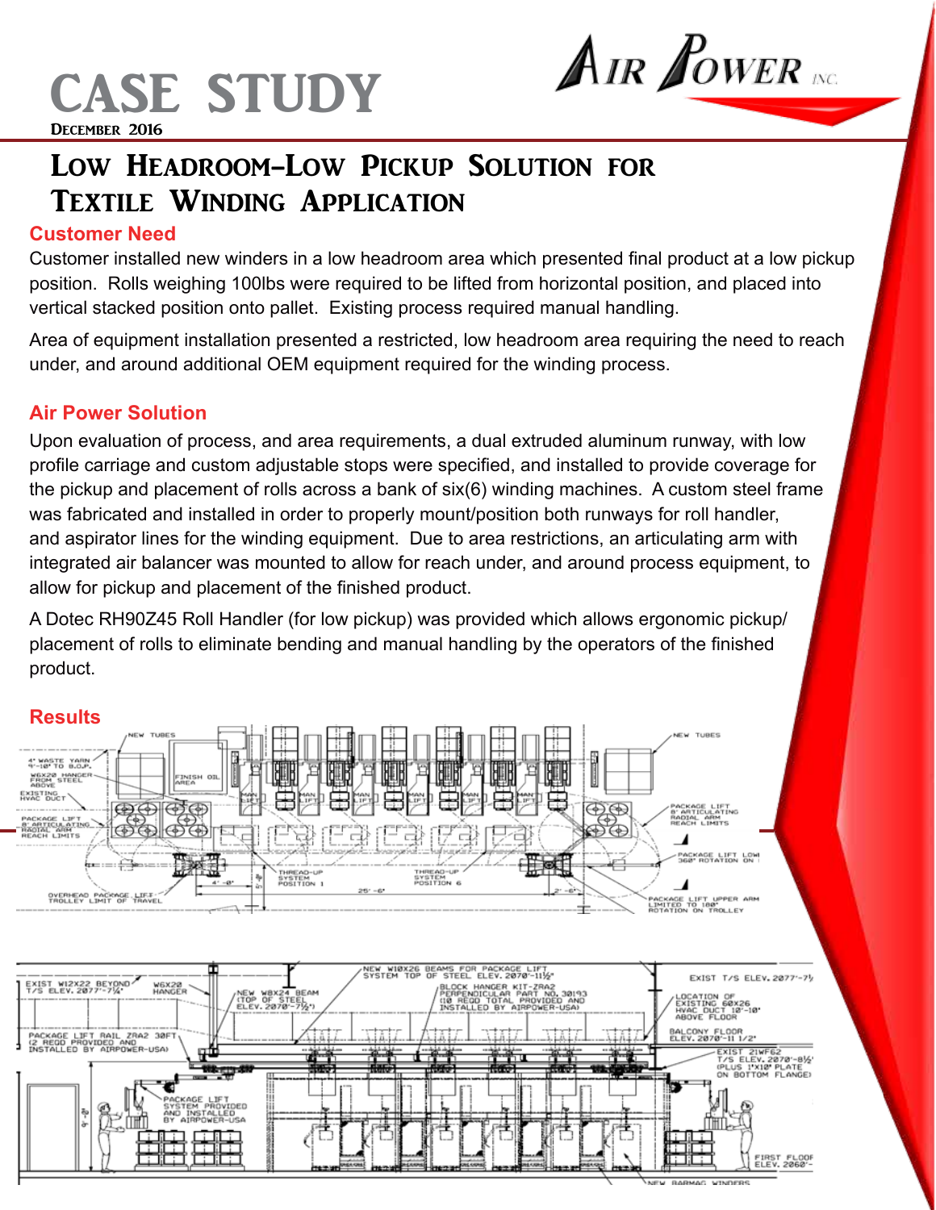# CASE STUDY

DECEMBER 2016

AIR POWER INC.

## LOW HEADROOM–LOW PICKUP SOLUTION FOR TEXTILE WINDING APPLICATION

### Customer Need

Customer installed new winders in a low headroom area which presented final product at a low pickup position. Rolls weighing 100lbs were required to be lifted from horizontal position, and placed into vertical stacked position onto pallet. Existing process required manual handling.

Area of equipment installation presented a restricted, low headroom area requiring the need to reach under, and around additional OEM equipment required for the winding process.

### Air Power Solution

Upon evaluation of process, and area requirements, a dual extruded aluminum runway, with low profile carriage and custom adjustable stops were specified, and installed to provide coverage for the pickup and placement of rolls across a bank of six(6) winding machines. A custom steel frame was fabricated and installed in order to properly mount/position both runways for roll handler, and aspirator lines for the winding equipment. Due to area restrictions, an articulating arm with integrated air balancer was mounted to allow for reach under, and around process equipment, to allow for pickup and placement of the finished product.

A Dotec RH90Z45 Roll Handler (for low pickup) was provided which allows ergonomic pickup/placement of rolls to eliminate bending and manual handling by the operators of the finished product.

### Results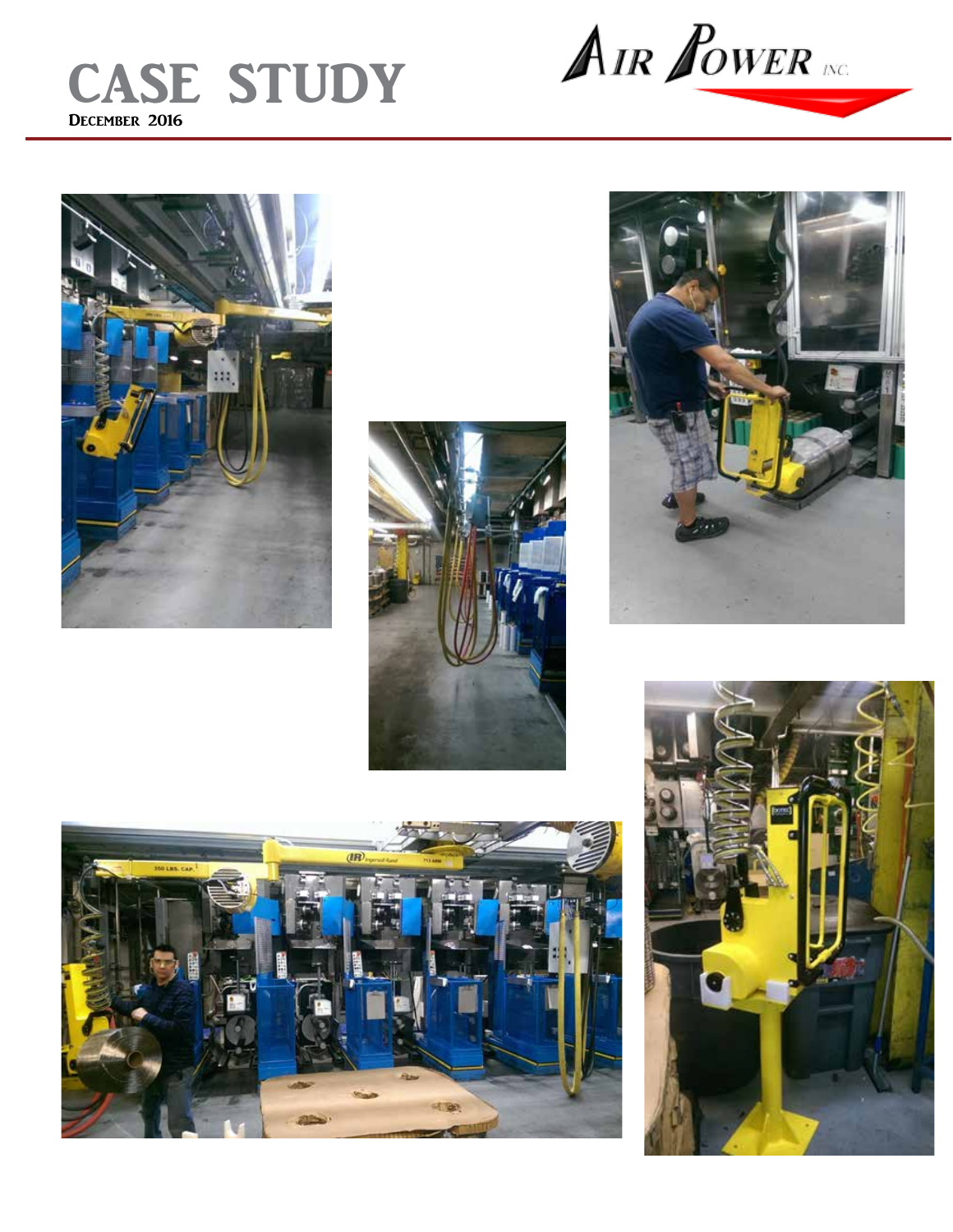# CASE STUDY

**December 2016**

Air Power Inc.